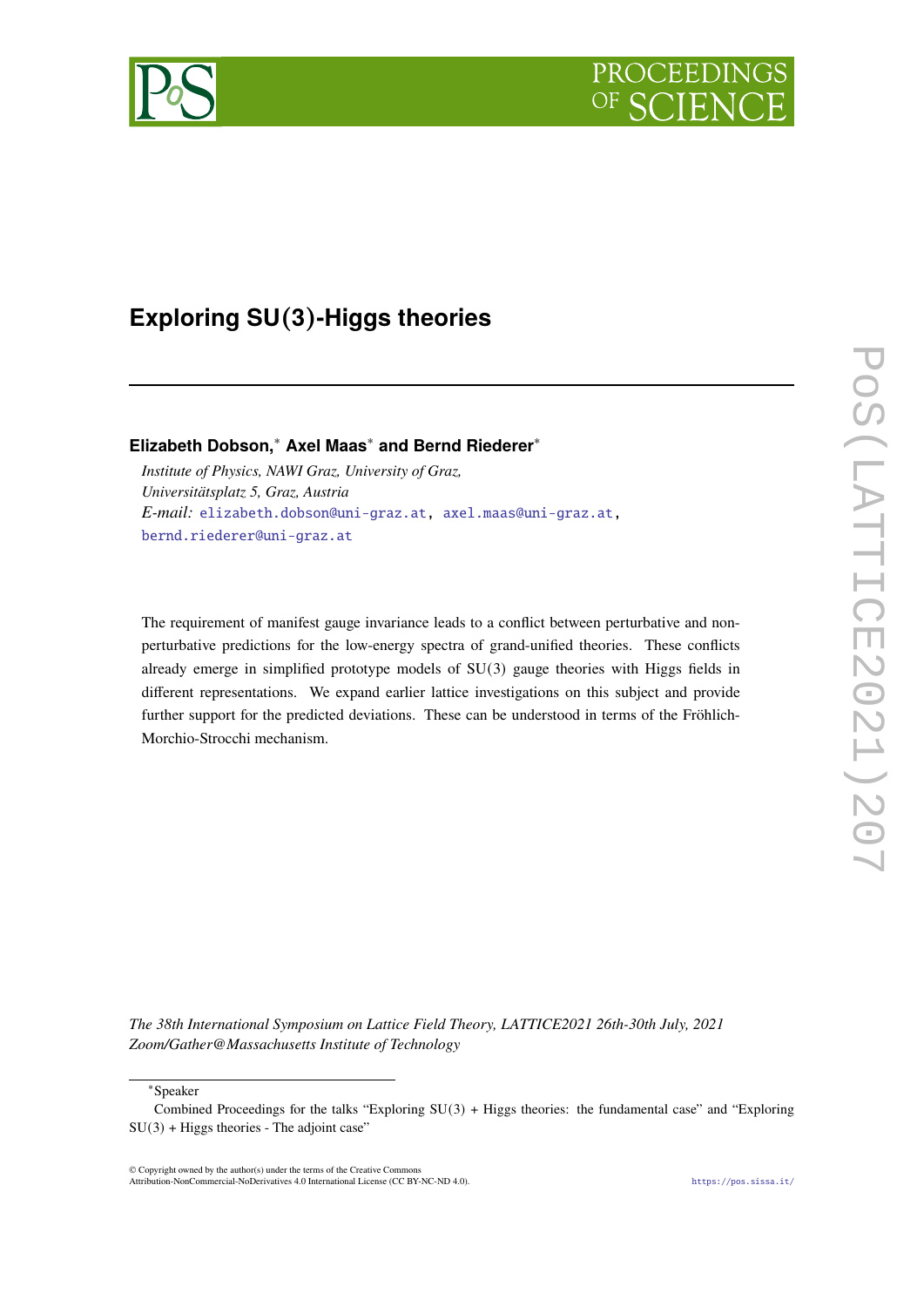# Exploring SU(3)-Higgs theories

**Elizabeth Dobson,[*] Axel Maas[*] and Bernd Riederer[*]**

*Institute of Physics, NAWI Graz, University of Graz,*
*Universitätsplatz 5, Graz, Austria*
*E-mail:* elizabeth.dobson@uni-graz.at, axel.maas@uni-graz.at, bernd.riederer@uni-graz.at

The requirement of manifest gauge invariance leads to a conflict between perturbative and non-perturbative predictions for the low-energy spectra of grand-unified theories. These conflicts already emerge in simplified prototype models of SU(3) gauge theories with Higgs fields in different representations. We expand earlier lattice investigations on this subject and provide further support for the predicted deviations. These can be understood in terms of the Fröhlich-Morchio-Strocchi mechanism.

*The 38th International Symposium on Lattice Field Theory, LATTICE2021 26th-30th July, 2021*
*Zoom/Gather@Massachusetts Institute of Technology*

[*]Speaker

Combined Proceedings for the talks "Exploring SU(3) + Higgs theories: the fundamental case" and "Exploring SU(3) + Higgs theories - The adjoint case"

© Copyright owned by the author(s) under the terms of the Creative Commons Attribution-NonCommercial-NoDerivatives 4.0 International License (CC BY-NC-ND 4.0).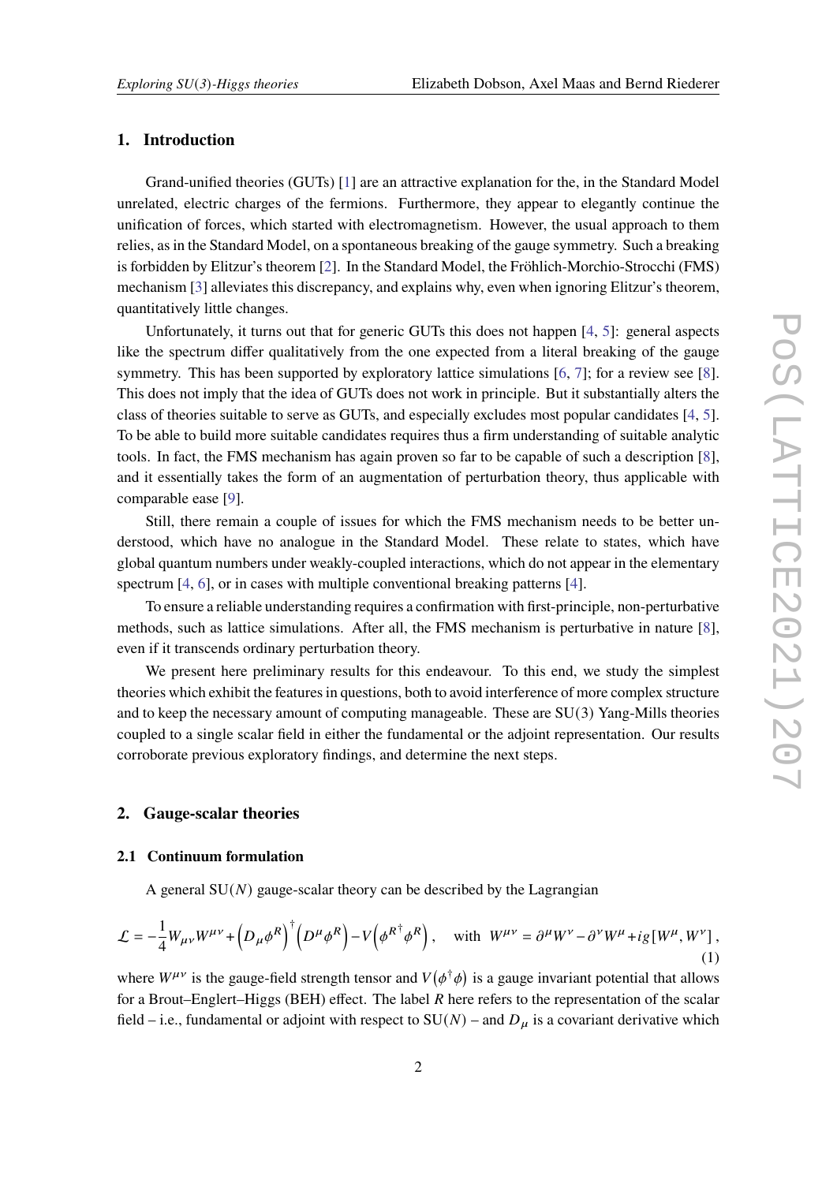## 1. Introduction

Grand-unified theories (GUTs) [1] are an attractive explanation for the, in the Standard Model unrelated, electric charges of the fermions. Furthermore, they appear to elegantly continue the unification of forces, which started with electromagnetism. However, the usual approach to them relies, as in the Standard Model, on a spontaneous breaking of the gauge symmetry. Such a breaking is forbidden by Elitzur's theorem [2]. In the Standard Model, the Fröhlich-Morchio-Strocchi (FMS) mechanism [3] alleviates this discrepancy, and explains why, even when ignoring Elitzur's theorem, quantitatively little changes.

Unfortunately, it turns out that for generic GUTs this does not happen [4, 5]: general aspects like the spectrum differ qualitatively from the one expected from a literal breaking of the gauge symmetry. This has been supported by exploratory lattice simulations [6, 7]; for a review see [8]. This does not imply that the idea of GUTs does not work in principle. But it substantially alters the class of theories suitable to serve as GUTs, and especially excludes most popular candidates [4, 5]. To be able to build more suitable candidates requires thus a firm understanding of suitable analytic tools. In fact, the FMS mechanism has again proven so far to be capable of such a description [8], and it essentially takes the form of an augmentation of perturbation theory, thus applicable with comparable ease [9].

Still, there remain a couple of issues for which the FMS mechanism needs to be better understood, which have no analogue in the Standard Model. These relate to states, which have global quantum numbers under weakly-coupled interactions, which do not appear in the elementary spectrum [4, 6], or in cases with multiple conventional breaking patterns [4].

To ensure a reliable understanding requires a confirmation with first-principle, non-perturbative methods, such as lattice simulations. After all, the FMS mechanism is perturbative in nature [8], even if it transcends ordinary perturbation theory.

We present here preliminary results for this endeavour. To this end, we study the simplest theories which exhibit the features in questions, both to avoid interference of more complex structure and to keep the necessary amount of computing manageable. These are SU(3) Yang-Mills theories coupled to a single scalar field in either the fundamental or the adjoint representation. Our results corroborate previous exploratory findings, and determine the next steps.

## 2. Gauge-scalar theories

### 2.1 Continuum formulation

A general SU($N$) gauge-scalar theory can be described by the Lagrangian

$$\mathcal{L} = -\frac{1}{4} W_{\mu\nu} W^{\mu\nu} + \left(D_\mu \phi^R\right)^\dagger \left(D^\mu \phi^R\right) - V\left({\phi^R}^\dagger \phi^R\right), \quad \text{with } W^{\mu\nu} = \partial^\mu W^\nu - \partial^\nu W^\mu + ig[W^\mu, W^\nu], \tag{1}$$

where $W^{\mu\nu}$ is the gauge-field strength tensor and $V(\phi^\dagger \phi)$ is a gauge invariant potential that allows for a Brout–Englert–Higgs (BEH) effect. The label $R$ here refers to the representation of the scalar field – i.e., fundamental or adjoint with respect to SU($N$) – and $D_\mu$ is a covariant derivative which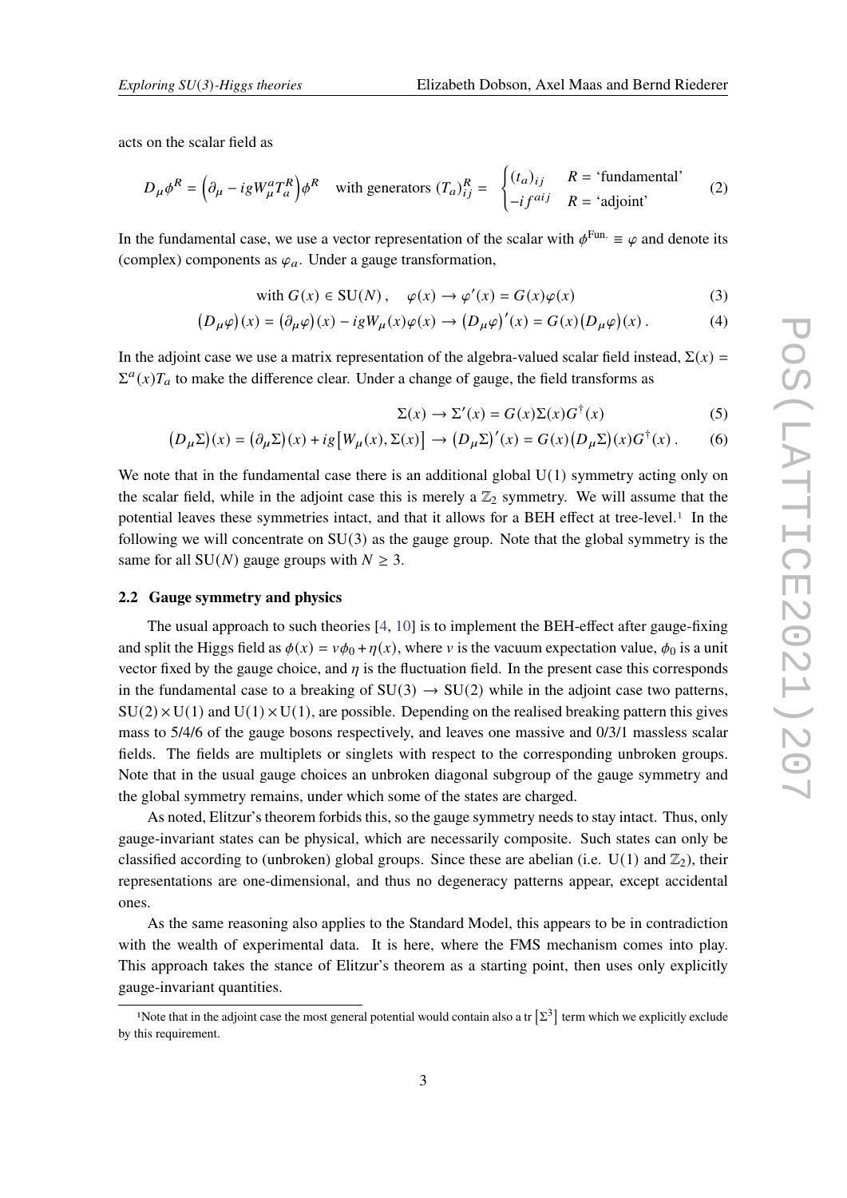acts on the scalar field as

$$D_\mu \phi^R = \left(\partial_\mu - igW_\mu^a T_a^R\right)\phi^R \quad \text{with generators } (T_a)_{ij}^R = \begin{cases} (t_a)_{ij} & R = \text{'fundamental'} \\ -if^{aij} & R = \text{'adjoint'} \end{cases} \tag{2}$$

In the fundamental case, we use a vector representation of the scalar with $\phi^{\text{Fun.}} \equiv \varphi$ and denote its (complex) components as $\varphi_a$. Under a gauge transformation,

$$\text{with } G(x) \in \text{SU}(N)\,, \quad \varphi(x) \to \varphi'(x) = G(x)\varphi(x) \tag{3}$$

$$\left(D_\mu\varphi\right)(x) = \left(\partial_\mu\varphi\right)(x) - igW_\mu(x)\varphi(x) \to \left(D_\mu\varphi\right)'(x) = G(x)\left(D_\mu\varphi\right)(x)\,. \tag{4}$$

In the adjoint case we use a matrix representation of the algebra-valued scalar field instead, $\Sigma(x) = \Sigma^a(x)T_a$ to make the difference clear. Under a change of gauge, the field transforms as

$$\Sigma(x) \to \Sigma'(x) = G(x)\Sigma(x)G^\dagger(x) \tag{5}$$

$$\left(D_\mu\Sigma\right)(x) = \left(\partial_\mu\Sigma\right)(x) + ig\left[W_\mu(x), \Sigma(x)\right] \to \left(D_\mu\Sigma\right)'(x) = G(x)\left(D_\mu\Sigma\right)(x)G^\dagger(x)\,. \tag{6}$$

We note that in the fundamental case there is an additional global U(1) symmetry acting only on the scalar field, while in the adjoint case this is merely a $\mathbb{Z}_2$ symmetry. We will assume that the potential leaves these symmetries intact, and that it allows for a BEH effect at tree-level.[1] In the following we will concentrate on SU(3) as the gauge group. Note that the global symmetry is the same for all SU($N$) gauge groups with $N \geq 3$.

### 2.2 Gauge symmetry and physics

The usual approach to such theories [4, 10] is to implement the BEH-effect after gauge-fixing and split the Higgs field as $\phi(x) = v\phi_0 + \eta(x)$, where $v$ is the vacuum expectation value, $\phi_0$ is a unit vector fixed by the gauge choice, and $\eta$ is the fluctuation field. In the present case this corresponds in the fundamental case to a breaking of $\text{SU}(3) \to \text{SU}(2)$ while in the adjoint case two patterns, $\text{SU}(2)\times\text{U}(1)$ and $\text{U}(1)\times\text{U}(1)$, are possible. Depending on the realised breaking pattern this gives mass to 5/4/6 of the gauge bosons respectively, and leaves one massive and 0/3/1 massless scalar fields. The fields are multiplets or singlets with respect to the corresponding unbroken groups. Note that in the usual gauge choices an unbroken diagonal subgroup of the gauge symmetry and the global symmetry remains, under which some of the states are charged.

As noted, Elitzur's theorem forbids this, so the gauge symmetry needs to stay intact. Thus, only gauge-invariant states can be physical, which are necessarily composite. Such states can only be classified according to (unbroken) global groups. Since these are abelian (i.e. U(1) and $\mathbb{Z}_2$), their representations are one-dimensional, and thus no degeneracy patterns appear, except accidental ones.

As the same reasoning also applies to the Standard Model, this appears to be in contradiction with the wealth of experimental data. It is here, where the FMS mechanism comes into play. This approach takes the stance of Elitzur's theorem as a starting point, then uses only explicitly gauge-invariant quantities.

[1] Note that in the adjoint case the most general potential would contain also a $\text{tr}\left[\Sigma^3\right]$ term which we explicitly exclude by this requirement.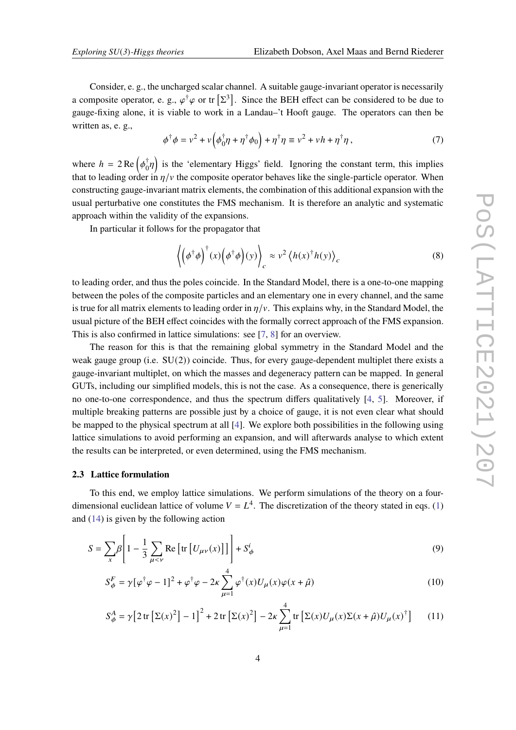Consider, e. g., the uncharged scalar channel. A suitable gauge-invariant operator is necessarily a composite operator, e. g., $\varphi^\dagger\varphi$ or $\operatorname{tr}\left[\Sigma^3\right]$. Since the BEH effect can be considered to be due to gauge-fixing alone, it is viable to work in a Landau–'t Hooft gauge. The operators can then be written as, e. g.,

$$\phi^\dagger\phi = v^2 + v\left(\phi_0^\dagger\eta + \eta^\dagger\phi_0\right) + \eta^\dagger\eta \equiv v^2 + vh + \eta^\dagger\eta\,, \tag{7}$$

where $h = 2\operatorname{Re}\left(\phi_0^\dagger\eta\right)$ is the 'elementary Higgs' field. Ignoring the constant term, this implies that to leading order in $\eta/v$ the composite operator behaves like the single-particle operator. When constructing gauge-invariant matrix elements, the combination of this additional expansion with the usual perturbative one constitutes the FMS mechanism. It is therefore an analytic and systematic approach within the validity of the expansions.

In particular it follows for the propagator that

$$\left\langle \left(\phi^\dagger\phi\right)^\dagger(x)\left(\phi^\dagger\phi\right)(y)\right\rangle_c \approx v^2\left\langle h(x)^\dagger h(y)\right\rangle_c \tag{8}$$

to leading order, and thus the poles coincide. In the Standard Model, there is a one-to-one mapping between the poles of the composite particles and an elementary one in every channel, and the same is true for all matrix elements to leading order in $\eta/v$. This explains why, in the Standard Model, the usual picture of the BEH effect coincides with the formally correct approach of the FMS expansion. This is also confirmed in lattice simulations: see [7, 8] for an overview.

The reason for this is that the remaining global symmetry in the Standard Model and the weak gauge group (i.e. SU(2)) coincide. Thus, for every gauge-dependent multiplet there exists a gauge-invariant multiplet, on which the masses and degeneracy pattern can be mapped. In general GUTs, including our simplified models, this is not the case. As a consequence, there is generically no one-to-one correspondence, and thus the spectrum differs qualitatively [4, 5]. Moreover, if multiple breaking patterns are possible just by a choice of gauge, it is not even clear what should be mapped to the physical spectrum at all [4]. We explore both possibilities in the following using lattice simulations to avoid performing an expansion, and will afterwards analyse to which extent the results can be interpreted, or even determined, using the FMS mechanism.

### 2.3 Lattice formulation

To this end, we employ lattice simulations. We perform simulations of the theory on a four-dimensional euclidean lattice of volume $V = L^4$. The discretization of the theory stated in eqs. (1) and (14) is given by the following action

$$S = \sum_x \beta\left[1 - \frac{1}{3}\sum_{\mu<\nu}\operatorname{Re}\left[\operatorname{tr}\left[U_{\mu\nu}(x)\right]\right]\right] + S_\phi^i \tag{9}$$

$$S_\phi^F = \gamma[\varphi^\dagger\varphi - 1]^2 + \varphi^\dagger\varphi - 2\kappa\sum_{\mu=1}^{4}\varphi^\dagger(x)U_\mu(x)\varphi(x+\hat{\mu}) \tag{10}$$

$$S_\phi^A = \gamma\left[2\operatorname{tr}\left[\Sigma(x)^2\right] - 1\right]^2 + 2\operatorname{tr}\left[\Sigma(x)^2\right] - 2\kappa\sum_{\mu=1}^{4}\operatorname{tr}\left[\Sigma(x)U_\mu(x)\Sigma(x+\hat{\mu})U_\mu(x)^\dagger\right] \tag{11}$$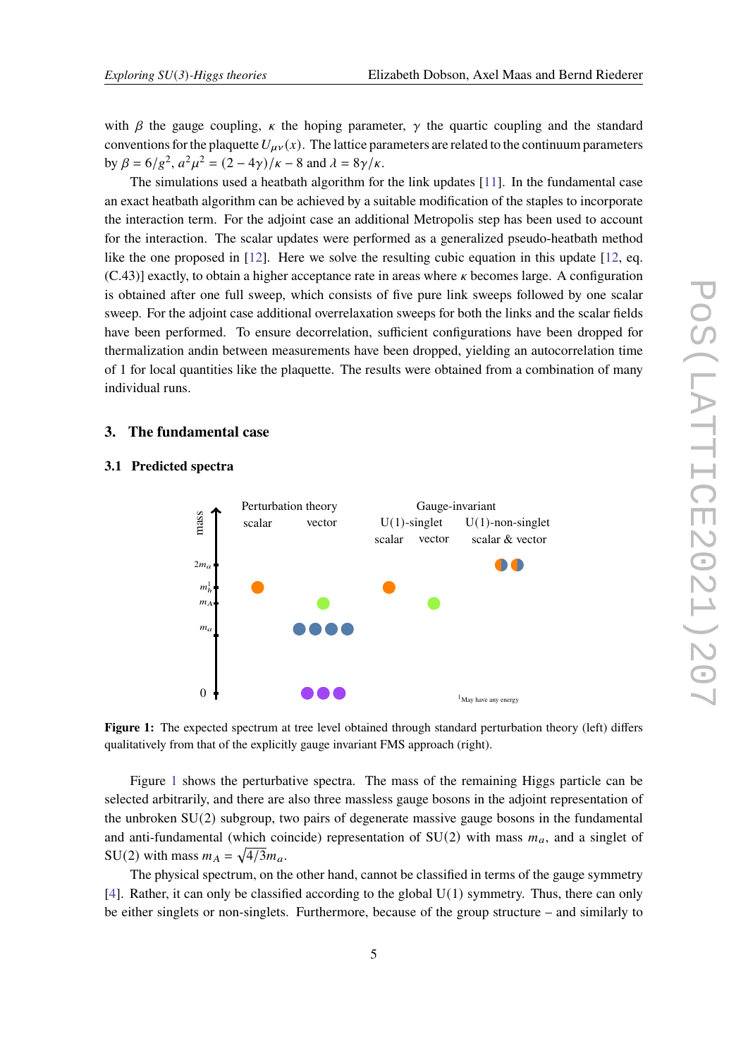with $\beta$ the gauge coupling, $\kappa$ the hoping parameter, $\gamma$ the quartic coupling and the standard conventions for the plaquette $U_{\mu\nu}(x)$. The lattice parameters are related to the continuum parameters by $\beta = 6/g^2$, $a^2\mu^2 = (2-4\gamma)/\kappa - 8$ and $\lambda = 8\gamma/\kappa$.

The simulations used a heatbath algorithm for the link updates [11]. In the fundamental case an exact heatbath algorithm can be achieved by a suitable modification of the staples to incorporate the interaction term. For the adjoint case an additional Metropolis step has been used to account for the interaction. The scalar updates were performed as a generalized pseudo-heatbath method like the one proposed in [12]. Here we solve the resulting cubic equation in this update [12, eq. (C.43)] exactly, to obtain a higher acceptance rate in areas where $\kappa$ becomes large. A configuration is obtained after one full sweep, which consists of five pure link sweeps followed by one scalar sweep. For the adjoint case additional overrelaxation sweeps for both the links and the scalar fields have been performed. To ensure decorrelation, sufficient configurations have been dropped for thermalization andin between measurements have been dropped, yielding an autocorrelation time of 1 for local quantities like the plaquette. The results were obtained from a combination of many individual runs.

## 3. The fundamental case

### 3.1 Predicted spectra

**Figure 1:** The expected spectrum at tree level obtained through standard perturbation theory (left) differs qualitatively from that of the explicitly gauge invariant FMS approach (right).

Figure 1 shows the perturbative spectra. The mass of the remaining Higgs particle can be selected arbitrarily, and there are also three massless gauge bosons in the adjoint representation of the unbroken SU(2) subgroup, two pairs of degenerate massive gauge bosons in the fundamental and anti-fundamental (which coincide) representation of SU(2) with mass $m_a$, and a singlet of SU(2) with mass $m_A = \sqrt{4/3}m_a$.

The physical spectrum, on the other hand, cannot be classified in terms of the gauge symmetry [4]. Rather, it can only be classified according to the global U(1) symmetry. Thus, there can only be either singlets or non-singlets. Furthermore, because of the group structure – and similarly to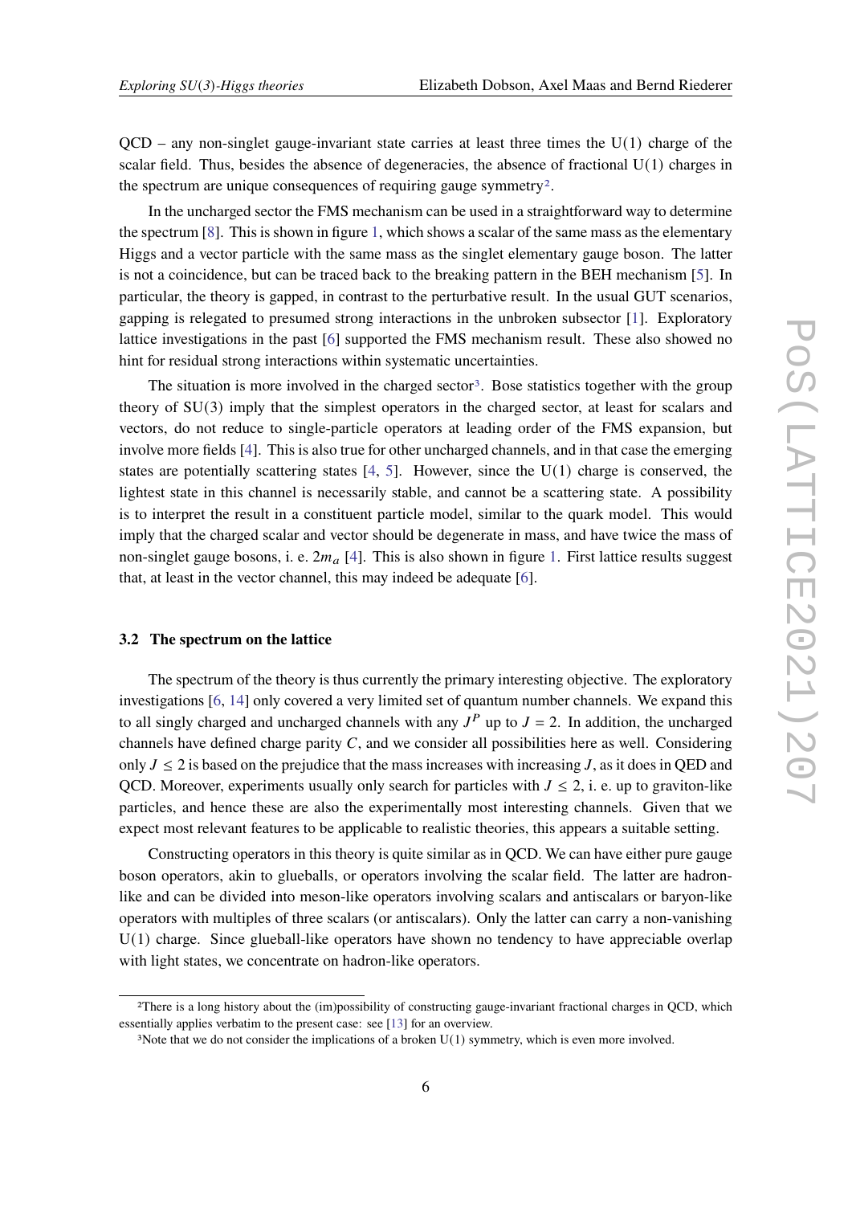QCD – any non-singlet gauge-invariant state carries at least three times the U(1) charge of the scalar field. Thus, besides the absence of degeneracies, the absence of fractional U(1) charges in the spectrum are unique consequences of requiring gauge symmetry[2].

In the uncharged sector the FMS mechanism can be used in a straightforward way to determine the spectrum [8]. This is shown in figure 1, which shows a scalar of the same mass as the elementary Higgs and a vector particle with the same mass as the singlet elementary gauge boson. The latter is not a coincidence, but can be traced back to the breaking pattern in the BEH mechanism [5]. In particular, the theory is gapped, in contrast to the perturbative result. In the usual GUT scenarios, gapping is relegated to presumed strong interactions in the unbroken subsector [1]. Exploratory lattice investigations in the past [6] supported the FMS mechanism result. These also showed no hint for residual strong interactions within systematic uncertainties.

The situation is more involved in the charged sector[3]. Bose statistics together with the group theory of SU(3) imply that the simplest operators in the charged sector, at least for scalars and vectors, do not reduce to single-particle operators at leading order of the FMS expansion, but involve more fields [4]. This is also true for other uncharged channels, and in that case the emerging states are potentially scattering states [4, 5]. However, since the U(1) charge is conserved, the lightest state in this channel is necessarily stable, and cannot be a scattering state. A possibility is to interpret the result in a constituent particle model, similar to the quark model. This would imply that the charged scalar and vector should be degenerate in mass, and have twice the mass of non-singlet gauge bosons, i. e. $2m_a$ [4]. This is also shown in figure 1. First lattice results suggest that, at least in the vector channel, this may indeed be adequate [6].

### 3.2 The spectrum on the lattice

The spectrum of the theory is thus currently the primary interesting objective. The exploratory investigations [6, 14] only covered a very limited set of quantum number channels. We expand this to all singly charged and uncharged channels with any $J^P$ up to $J = 2$. In addition, the uncharged channels have defined charge parity $C$, and we consider all possibilities here as well. Considering only $J \leq 2$ is based on the prejudice that the mass increases with increasing $J$, as it does in QED and QCD. Moreover, experiments usually only search for particles with $J \leq 2$, i. e. up to graviton-like particles, and hence these are also the experimentally most interesting channels. Given that we expect most relevant features to be applicable to realistic theories, this appears a suitable setting.

Constructing operators in this theory is quite similar as in QCD. We can have either pure gauge boson operators, akin to glueballs, or operators involving the scalar field. The latter are hadron-like and can be divided into meson-like operators involving scalars and antiscalars or baryon-like operators with multiples of three scalars (or antiscalars). Only the latter can carry a non-vanishing U(1) charge. Since glueball-like operators have shown no tendency to have appreciable overlap with light states, we concentrate on hadron-like operators.

[2]There is a long history about the (im)possibility of constructing gauge-invariant fractional charges in QCD, which essentially applies verbatim to the present case: see [13] for an overview.

[3]Note that we do not consider the implications of a broken U(1) symmetry, which is even more involved.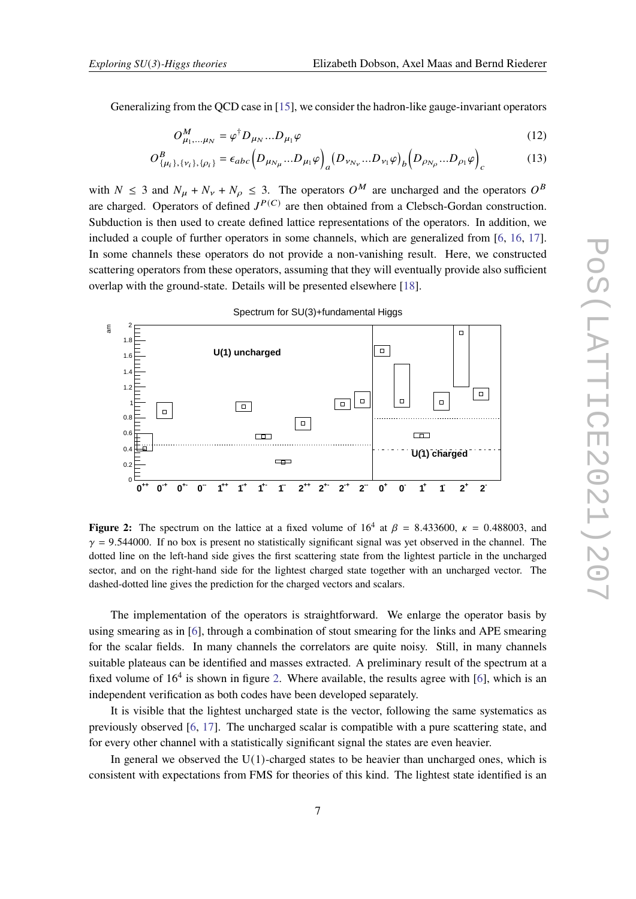Generalizing from the QCD case in [15], we consider the hadron-like gauge-invariant operators

$$O^M_{\mu_1,\dots\mu_N} = \varphi^\dagger D_{\mu_N}\dots D_{\mu_1}\varphi \tag{12}$$

$$O^B_{\{\mu_i\},\{\nu_i\},\{\rho_i\}} = \epsilon_{abc}\left(D_{\mu_{N_\mu}}\dots D_{\mu_1}\varphi\right)_a\left(D_{\nu_{N_\nu}}\dots D_{\nu_1}\varphi\right)_b\left(D_{\rho_{N_\rho}}\dots D_{\rho_1}\varphi\right)_c \tag{13}$$

with $N \leq 3$ and $N_\mu + N_\nu + N_\rho \leq 3$. The operators $O^M$ are uncharged and the operators $O^B$ are charged. Operators of defined $J^{P(C)}$ are then obtained from a Clebsch-Gordan construction. Subduction is then used to create defined lattice representations of the operators. In addition, we included a couple of further operators in some channels, which are generalized from [6, 16, 17]. In some channels these operators do not provide a non-vanishing result. Here, we constructed scattering operators from these operators, assuming that they will eventually provide also sufficient overlap with the ground-state. Details will be presented elsewhere [18].

**Figure 2:** The spectrum on the lattice at a fixed volume of $16^4$ at $\beta = 8.433600$, $\kappa = 0.488003$, and $\gamma = 9.544000$. If no box is present no statistically significant signal was yet observed in the channel. The dotted line on the left-hand side gives the first scattering state from the lightest particle in the uncharged sector, and on the right-hand side for the lightest charged state together with an uncharged vector. The dashed-dotted line gives the prediction for the charged vectors and scalars.

The implementation of the operators is straightforward. We enlarge the operator basis by using smearing as in [6], through a combination of stout smearing for the links and APE smearing for the scalar fields. In many channels the correlators are quite noisy. Still, in many channels suitable plateaus can be identified and masses extracted. A preliminary result of the spectrum at a fixed volume of $16^4$ is shown in figure 2. Where available, the results agree with [6], which is an independent verification as both codes have been developed separately.

It is visible that the lightest uncharged state is the vector, following the same systematics as previously observed [6, 17]. The uncharged scalar is compatible with a pure scattering state, and for every other channel with a statistically significant signal the states are even heavier.

In general we observed the U(1)-charged states to be heavier than uncharged ones, which is consistent with expectations from FMS for theories of this kind. The lightest state identified is an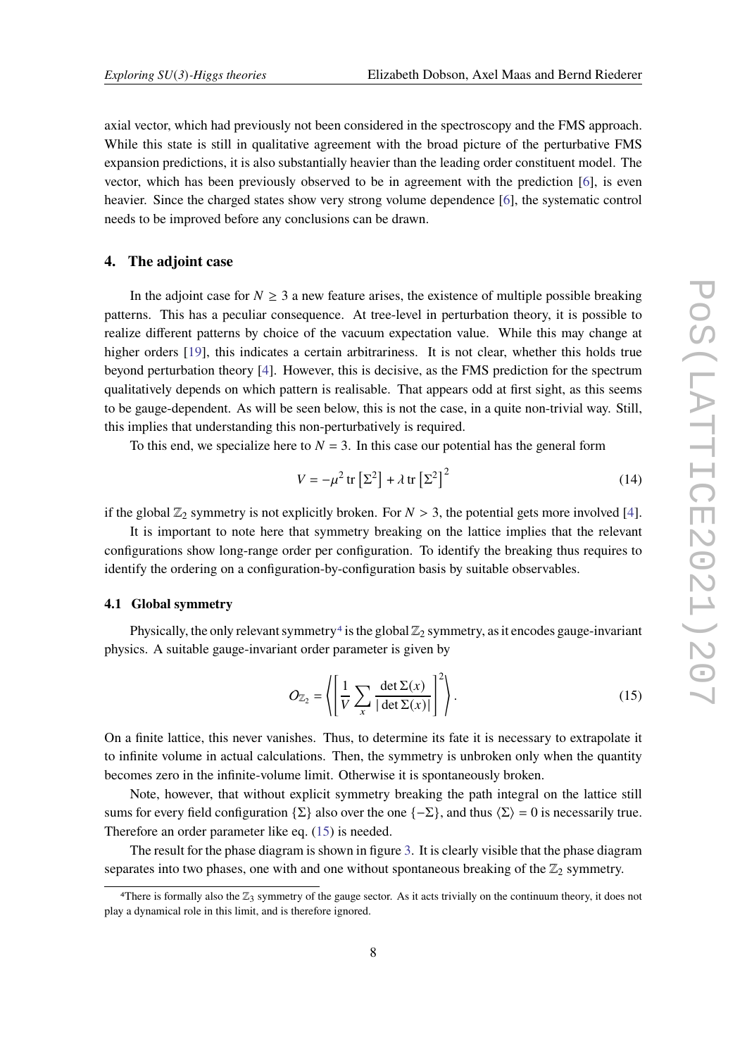axial vector, which had previously not been considered in the spectroscopy and the FMS approach. While this state is still in qualitative agreement with the broad picture of the perturbative FMS expansion predictions, it is also substantially heavier than the leading order constituent model. The vector, which has been previously observed to be in agreement with the prediction [6], is even heavier. Since the charged states show very strong volume dependence [6], the systematic control needs to be improved before any conclusions can be drawn.

## 4. The adjoint case

In the adjoint case for $N \geq 3$ a new feature arises, the existence of multiple possible breaking patterns. This has a peculiar consequence. At tree-level in perturbation theory, it is possible to realize different patterns by choice of the vacuum expectation value. While this may change at higher orders [19], this indicates a certain arbitrariness. It is not clear, whether this holds true beyond perturbation theory [4]. However, this is decisive, as the FMS prediction for the spectrum qualitatively depends on which pattern is realisable. That appears odd at first sight, as this seems to be gauge-dependent. As will be seen below, this is not the case, in a quite non-trivial way. Still, this implies that understanding this non-perturbatively is required.

To this end, we specialize here to $N = 3$. In this case our potential has the general form

$$V = -\mu^2 \operatorname{tr}\left[\Sigma^2\right] + \lambda \operatorname{tr}\left[\Sigma^2\right]^2 \tag{14}$$

if the global $\mathbb{Z}_2$ symmetry is not explicitly broken. For $N > 3$, the potential gets more involved [4].

It is important to note here that symmetry breaking on the lattice implies that the relevant configurations show long-range order per configuration. To identify the breaking thus requires to identify the ordering on a configuration-by-configuration basis by suitable observables.

### 4.1 Global symmetry

Physically, the only relevant symmetry[4] is the global $\mathbb{Z}_2$ symmetry, as it encodes gauge-invariant physics. A suitable gauge-invariant order parameter is given by

$$O_{\mathbb{Z}_2} = \left\langle \left[ \frac{1}{V} \sum_x \frac{\det \Sigma(x)}{|\det \Sigma(x)|} \right]^2 \right\rangle . \tag{15}$$

On a finite lattice, this never vanishes. Thus, to determine its fate it is necessary to extrapolate it to infinite volume in actual calculations. Then, the symmetry is unbroken only when the quantity becomes zero in the infinite-volume limit. Otherwise it is spontaneously broken.

Note, however, that without explicit symmetry breaking the path integral on the lattice still sums for every field configuration $\{\Sigma\}$ also over the one $\{-\Sigma\}$, and thus $\langle \Sigma \rangle = 0$ is necessarily true. Therefore an order parameter like eq. (15) is needed.

The result for the phase diagram is shown in figure 3. It is clearly visible that the phase diagram separates into two phases, one with and one without spontaneous breaking of the $\mathbb{Z}_2$ symmetry.

[4]There is formally also the $\mathbb{Z}_3$ symmetry of the gauge sector. As it acts trivially on the continuum theory, it does not play a dynamical role in this limit, and is therefore ignored.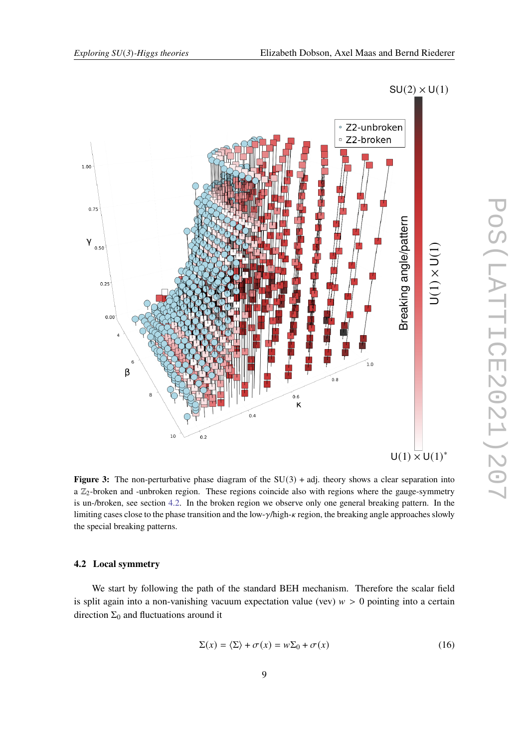**Figure 3:** The non-perturbative phase diagram of the SU(3) + adj. theory shows a clear separation into a $\mathbb{Z}_2$-broken and -unbroken region. These regions coincide also with regions where the gauge-symmetry is un-/broken, see section 4.2. In the broken region we observe only one general breaking pattern. In the limiting cases close to the phase transition and the low-$\gamma$/high-$\kappa$ region, the breaking angle approaches slowly the special breaking patterns.

### 4.2 Local symmetry

We start by following the path of the standard BEH mechanism. Therefore the scalar field is split again into a non-vanishing vacuum expectation value (vev) $w > 0$ pointing into a certain direction $\Sigma_0$ and fluctuations around it

$$\Sigma(x) = \langle\Sigma\rangle + \sigma(x) = w\Sigma_0 + \sigma(x) \tag{16}$$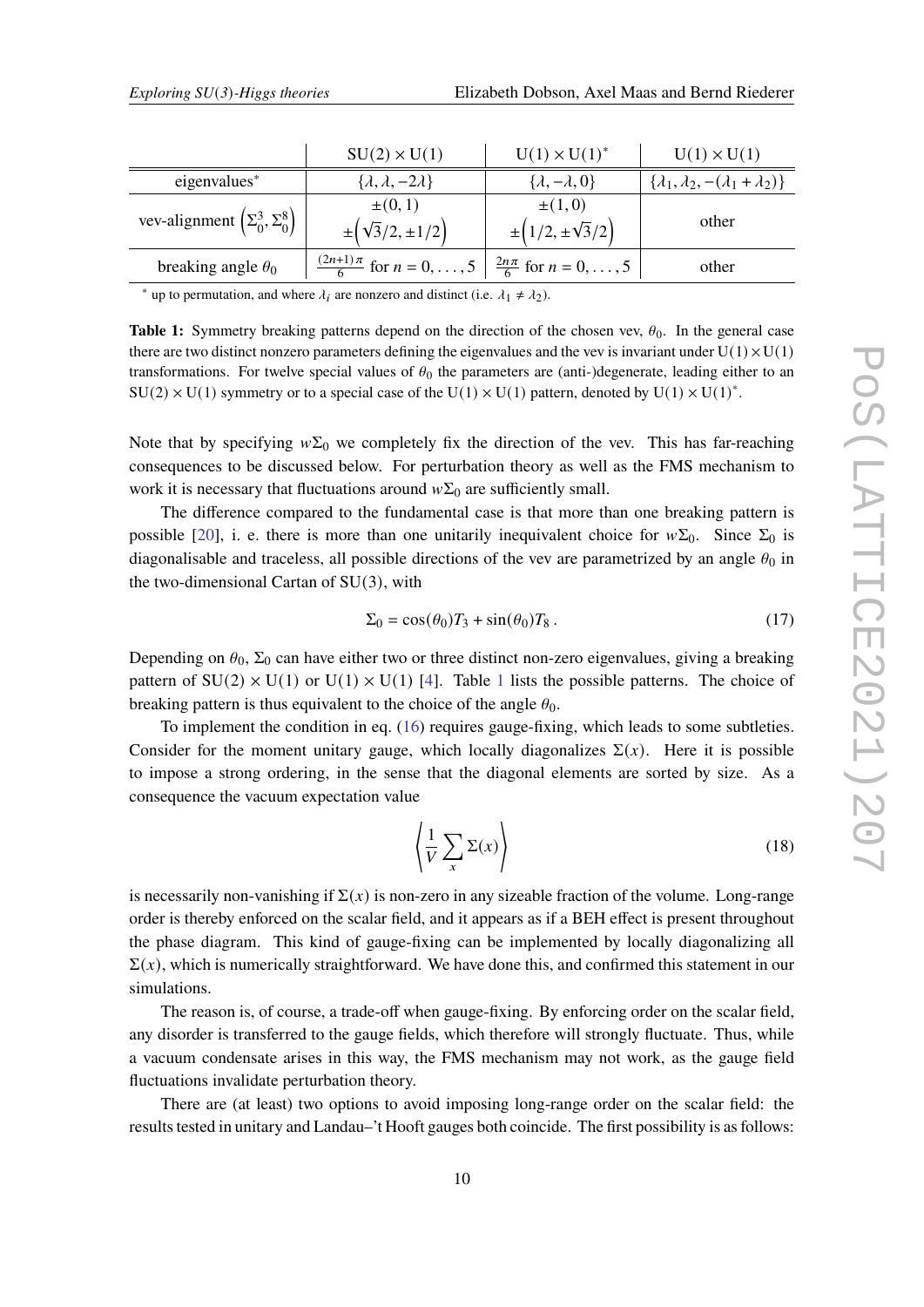| | $\mathrm{SU}(2) \times \mathrm{U}(1)$ | $\mathrm{U}(1) \times \mathrm{U}(1)^*$ | $\mathrm{U}(1) \times \mathrm{U}(1)$ |
|---|---|---|---|
| eigenvalues* | $\{\lambda, \lambda, -2\lambda\}$ | $\{\lambda, -\lambda, 0\}$ | $\{\lambda_1, \lambda_2, -(\lambda_1 + \lambda_2)\}$ |
| vev-alignment $\left(\Sigma_0^3, \Sigma_0^8\right)$ | $\pm(0, 1)$ <br> $\pm\left(\sqrt{3}/2, \pm 1/2\right)$ | $\pm(1, 0)$ <br> $\pm\left(1/2, \pm\sqrt{3}/2\right)$ | other |
| breaking angle $\theta_0$ | $\frac{(2n+1)\pi}{6}$ for $n = 0, \ldots, 5$ | $\frac{2n\pi}{6}$ for $n = 0, \ldots, 5$ | other |

* up to permutation, and where $\lambda_i$ are nonzero and distinct (i.e. $\lambda_1 \neq \lambda_2$).

**Table 1:** Symmetry breaking patterns depend on the direction of the chosen vev, $\theta_0$. In the general case there are two distinct nonzero parameters defining the eigenvalues and the vev is invariant under $\mathrm{U}(1) \times \mathrm{U}(1)$ transformations. For twelve special values of $\theta_0$ the parameters are (anti-)degenerate, leading either to an $\mathrm{SU}(2) \times \mathrm{U}(1)$ symmetry or to a special case of the $\mathrm{U}(1) \times \mathrm{U}(1)$ pattern, denoted by $\mathrm{U}(1) \times \mathrm{U}(1)^*$.

Note that by specifying $w\Sigma_0$ we completely fix the direction of the vev. This has far-reaching consequences to be discussed below. For perturbation theory as well as the FMS mechanism to work it is necessary that fluctuations around $w\Sigma_0$ are sufficiently small.

The difference compared to the fundamental case is that more than one breaking pattern is possible [20], i. e. there is more than one unitarily inequivalent choice for $w\Sigma_0$. Since $\Sigma_0$ is diagonalisable and traceless, all possible directions of the vev are parametrized by an angle $\theta_0$ in the two-dimensional Cartan of $\mathrm{SU}(3)$, with

$$\Sigma_0 = \cos(\theta_0) T_3 + \sin(\theta_0) T_8 \,. \tag{17}$$

Depending on $\theta_0$, $\Sigma_0$ can have either two or three distinct non-zero eigenvalues, giving a breaking pattern of $\mathrm{SU}(2) \times \mathrm{U}(1)$ or $\mathrm{U}(1) \times \mathrm{U}(1)$ [4]. Table 1 lists the possible patterns. The choice of breaking pattern is thus equivalent to the choice of the angle $\theta_0$.

To implement the condition in eq. (16) requires gauge-fixing, which leads to some subtleties. Consider for the moment unitary gauge, which locally diagonalizes $\Sigma(x)$. Here it is possible to impose a strong ordering, in the sense that the diagonal elements are sorted by size. As a consequence the vacuum expectation value

$$\left\langle \frac{1}{V} \sum_x \Sigma(x) \right\rangle \tag{18}$$

is necessarily non-vanishing if $\Sigma(x)$ is non-zero in any sizeable fraction of the volume. Long-range order is thereby enforced on the scalar field, and it appears as if a BEH effect is present throughout the phase diagram. This kind of gauge-fixing can be implemented by locally diagonalizing all $\Sigma(x)$, which is numerically straightforward. We have done this, and confirmed this statement in our simulations.

The reason is, of course, a trade-off when gauge-fixing. By enforcing order on the scalar field, any disorder is transferred to the gauge fields, which therefore will strongly fluctuate. Thus, while a vacuum condensate arises in this way, the FMS mechanism may not work, as the gauge field fluctuations invalidate perturbation theory.

There are (at least) two options to avoid imposing long-range order on the scalar field: the results tested in unitary and Landau–'t Hooft gauges both coincide. The first possibility is as follows: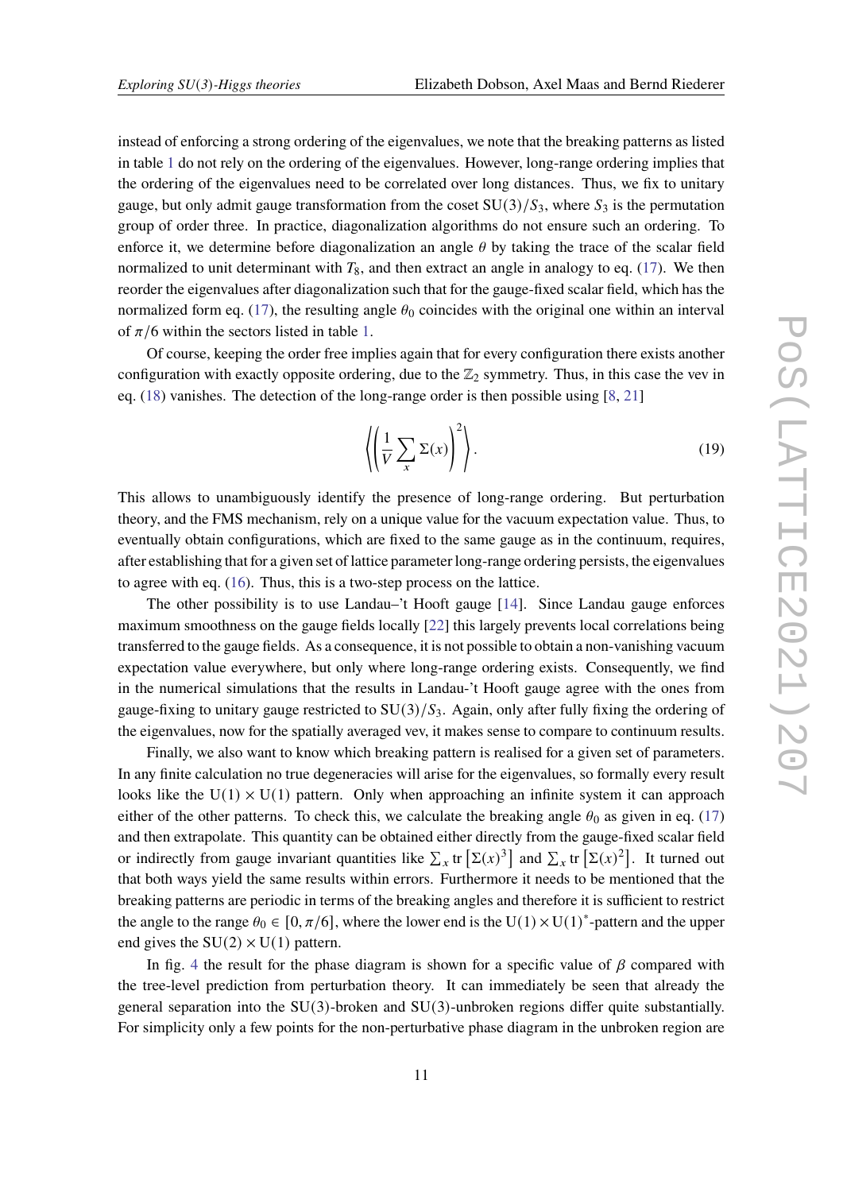instead of enforcing a strong ordering of the eigenvalues, we note that the breaking patterns as listed in table 1 do not rely on the ordering of the eigenvalues. However, long-range ordering implies that the ordering of the eigenvalues need to be correlated over long distances. Thus, we fix to unitary gauge, but only admit gauge transformation from the coset $\mathrm{SU}(3)/S_3$, where $S_3$ is the permutation group of order three. In practice, diagonalization algorithms do not ensure such an ordering. To enforce it, we determine before diagonalization an angle $\theta$ by taking the trace of the scalar field normalized to unit determinant with $T_8$, and then extract an angle in analogy to eq. (17). We then reorder the eigenvalues after diagonalization such that for the gauge-fixed scalar field, which has the normalized form eq. (17), the resulting angle $\theta_0$ coincides with the original one within an interval of $\pi/6$ within the sectors listed in table 1.

Of course, keeping the order free implies again that for every configuration there exists another configuration with exactly opposite ordering, due to the $\mathbb{Z}_2$ symmetry. Thus, in this case the vev in eq. (18) vanishes. The detection of the long-range order is then possible using [8, 21]

$$\left\langle \left( \frac{1}{V} \sum_x \Sigma(x) \right)^2 \right\rangle . \tag{19}$$

This allows to unambiguously identify the presence of long-range ordering. But perturbation theory, and the FMS mechanism, rely on a unique value for the vacuum expectation value. Thus, to eventually obtain configurations, which are fixed to the same gauge as in the continuum, requires, after establishing that for a given set of lattice parameter long-range ordering persists, the eigenvalues to agree with eq. (16). Thus, this is a two-step process on the lattice.

The other possibility is to use Landau–'t Hooft gauge [14]. Since Landau gauge enforces maximum smoothness on the gauge fields locally [22] this largely prevents local correlations being transferred to the gauge fields. As a consequence, it is not possible to obtain a non-vanishing vacuum expectation value everywhere, but only where long-range ordering exists. Consequently, we find in the numerical simulations that the results in Landau-'t Hooft gauge agree with the ones from gauge-fixing to unitary gauge restricted to $\mathrm{SU}(3)/S_3$. Again, only after fully fixing the ordering of the eigenvalues, now for the spatially averaged vev, it makes sense to compare to continuum results.

Finally, we also want to know which breaking pattern is realised for a given set of parameters. In any finite calculation no true degeneracies will arise for the eigenvalues, so formally every result looks like the $\mathrm{U}(1) \times \mathrm{U}(1)$ pattern. Only when approaching an infinite system it can approach either of the other patterns. To check this, we calculate the breaking angle $\theta_0$ as given in eq. (17) and then extrapolate. This quantity can be obtained either directly from the gauge-fixed scalar field or indirectly from gauge invariant quantities like $\sum_x \mathrm{tr}\left[\Sigma(x)^3\right]$ and $\sum_x \mathrm{tr}\left[\Sigma(x)^2\right]$. It turned out that both ways yield the same results within errors. Furthermore it needs to be mentioned that the breaking patterns are periodic in terms of the breaking angles and therefore it is sufficient to restrict the angle to the range $\theta_0 \in [0, \pi/6]$, where the lower end is the $\mathrm{U}(1) \times \mathrm{U}(1)^*$-pattern and the upper end gives the $\mathrm{SU}(2) \times \mathrm{U}(1)$ pattern.

In fig. 4 the result for the phase diagram is shown for a specific value of $\beta$ compared with the tree-level prediction from perturbation theory. It can immediately be seen that already the general separation into the SU(3)-broken and SU(3)-unbroken regions differ quite substantially. For simplicity only a few points for the non-perturbative phase diagram in the unbroken region are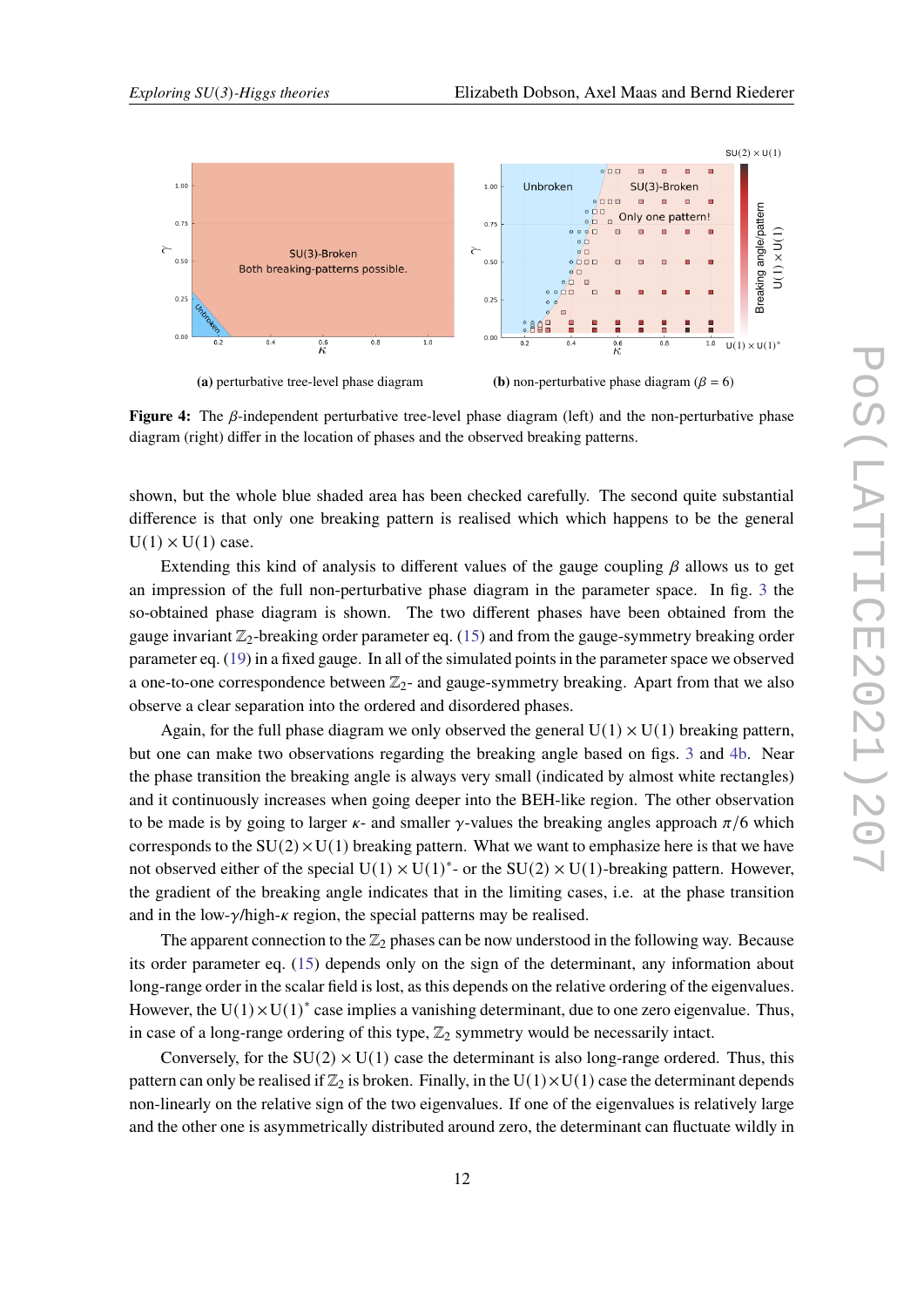(a) perturbative tree-level phase diagram

(b) non-perturbative phase diagram ($\beta = 6$)

**Figure 4:** The $\beta$-independent perturbative tree-level phase diagram (left) and the non-perturbative phase diagram (right) differ in the location of phases and the observed breaking patterns.

shown, but the whole blue shaded area has been checked carefully. The second quite substantial difference is that only one breaking pattern is realised which which happens to be the general $\mathrm{U}(1) \times \mathrm{U}(1)$ case.

Extending this kind of analysis to different values of the gauge coupling $\beta$ allows us to get an impression of the full non-perturbative phase diagram in the parameter space. In fig. 3 the so-obtained phase diagram is shown. The two different phases have been obtained from the gauge invariant $\mathbb{Z}_2$-breaking order parameter eq. (15) and from the gauge-symmetry breaking order parameter eq. (19) in a fixed gauge. In all of the simulated points in the parameter space we observed a one-to-one correspondence between $\mathbb{Z}_2$- and gauge-symmetry breaking. Apart from that we also observe a clear separation into the ordered and disordered phases.

Again, for the full phase diagram we only observed the general $\mathrm{U}(1) \times \mathrm{U}(1)$ breaking pattern, but one can make two observations regarding the breaking angle based on figs. 3 and 4b. Near the phase transition the breaking angle is always very small (indicated by almost white rectangles) and it continuously increases when going deeper into the BEH-like region. The other observation to be made is by going to larger $\kappa$- and smaller $\gamma$-values the breaking angles approach $\pi/6$ which corresponds to the $\mathrm{SU}(2) \times \mathrm{U}(1)$ breaking pattern. What we want to emphasize here is that we have not observed either of the special $\mathrm{U}(1) \times \mathrm{U}(1)^*$- or the $\mathrm{SU}(2) \times \mathrm{U}(1)$-breaking pattern. However, the gradient of the breaking angle indicates that in the limiting cases, i.e. at the phase transition and in the low-$\gamma$/high-$\kappa$ region, the special patterns may be realised.

The apparent connection to the $\mathbb{Z}_2$ phases can be now understood in the following way. Because its order parameter eq. (15) depends only on the sign of the determinant, any information about long-range order in the scalar field is lost, as this depends on the relative ordering of the eigenvalues. However, the $\mathrm{U}(1) \times \mathrm{U}(1)^*$ case implies a vanishing determinant, due to one zero eigenvalue. Thus, in case of a long-range ordering of this type, $\mathbb{Z}_2$ symmetry would be necessarily intact.

Conversely, for the $\mathrm{SU}(2) \times \mathrm{U}(1)$ case the determinant is also long-range ordered. Thus, this pattern can only be realised if $\mathbb{Z}_2$ is broken. Finally, in the $\mathrm{U}(1) \times \mathrm{U}(1)$ case the determinant depends non-linearly on the relative sign of the two eigenvalues. If one of the eigenvalues is relatively large and the other one is asymmetrically distributed around zero, the determinant can fluctuate wildly in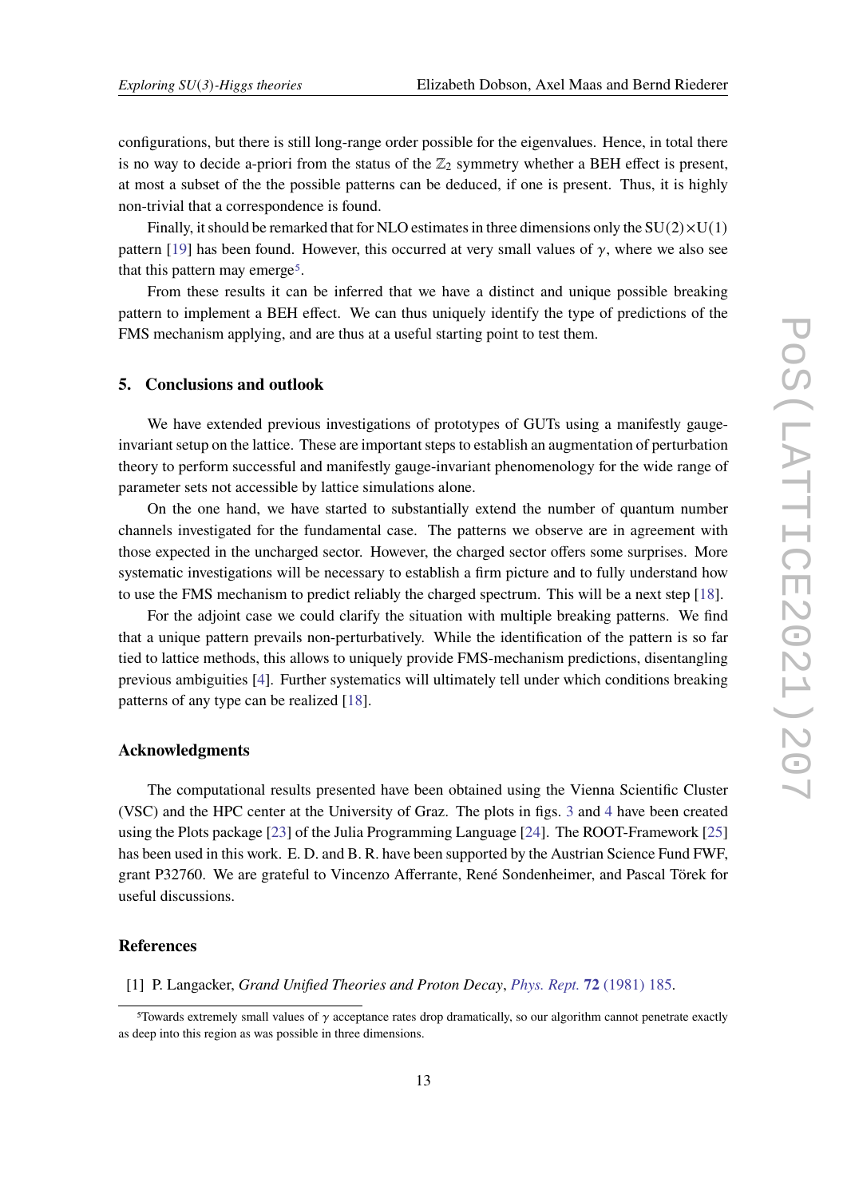configurations, but there is still long-range order possible for the eigenvalues. Hence, in total there is no way to decide a-priori from the status of the $\mathbb{Z}_2$ symmetry whether a BEH effect is present, at most a subset of the the possible patterns can be deduced, if one is present. Thus, it is highly non-trivial that a correspondence is found.

Finally, it should be remarked that for NLO estimates in three dimensions only the $\mathrm{SU}(2)\times\mathrm{U}(1)$ pattern [19] has been found. However, this occurred at very small values of $\gamma$, where we also see that this pattern may emerge[5].

From these results it can be inferred that we have a distinct and unique possible breaking pattern to implement a BEH effect. We can thus uniquely identify the type of predictions of the FMS mechanism applying, and are thus at a useful starting point to test them.

## 5. Conclusions and outlook

We have extended previous investigations of prototypes of GUTs using a manifestly gauge-invariant setup on the lattice. These are important steps to establish an augmentation of perturbation theory to perform successful and manifestly gauge-invariant phenomenology for the wide range of parameter sets not accessible by lattice simulations alone.

On the one hand, we have started to substantially extend the number of quantum number channels investigated for the fundamental case. The patterns we observe are in agreement with those expected in the uncharged sector. However, the charged sector offers some surprises. More systematic investigations will be necessary to establish a firm picture and to fully understand how to use the FMS mechanism to predict reliably the charged spectrum. This will be a next step [18].

For the adjoint case we could clarify the situation with multiple breaking patterns. We find that a unique pattern prevails non-perturbatively. While the identification of the pattern is so far tied to lattice methods, this allows to uniquely provide FMS-mechanism predictions, disentangling previous ambiguities [4]. Further systematics will ultimately tell under which conditions breaking patterns of any type can be realized [18].

### Acknowledgments

The computational results presented have been obtained using the Vienna Scientific Cluster (VSC) and the HPC center at the University of Graz. The plots in figs. 3 and 4 have been created using the Plots package [23] of the Julia Programming Language [24]. The ROOT-Framework [25] has been used in this work. E. D. and B. R. have been supported by the Austrian Science Fund FWF, grant P32760. We are grateful to Vincenzo Afferrante, René Sondenheimer, and Pascal Törek for useful discussions.

### References

[1] P. Langacker, *Grand Unified Theories and Proton Decay*, *Phys. Rept.* **72** (1981) 185.

[5] Towards extremely small values of $\gamma$ acceptance rates drop dramatically, so our algorithm cannot penetrate exactly as deep into this region as was possible in three dimensions.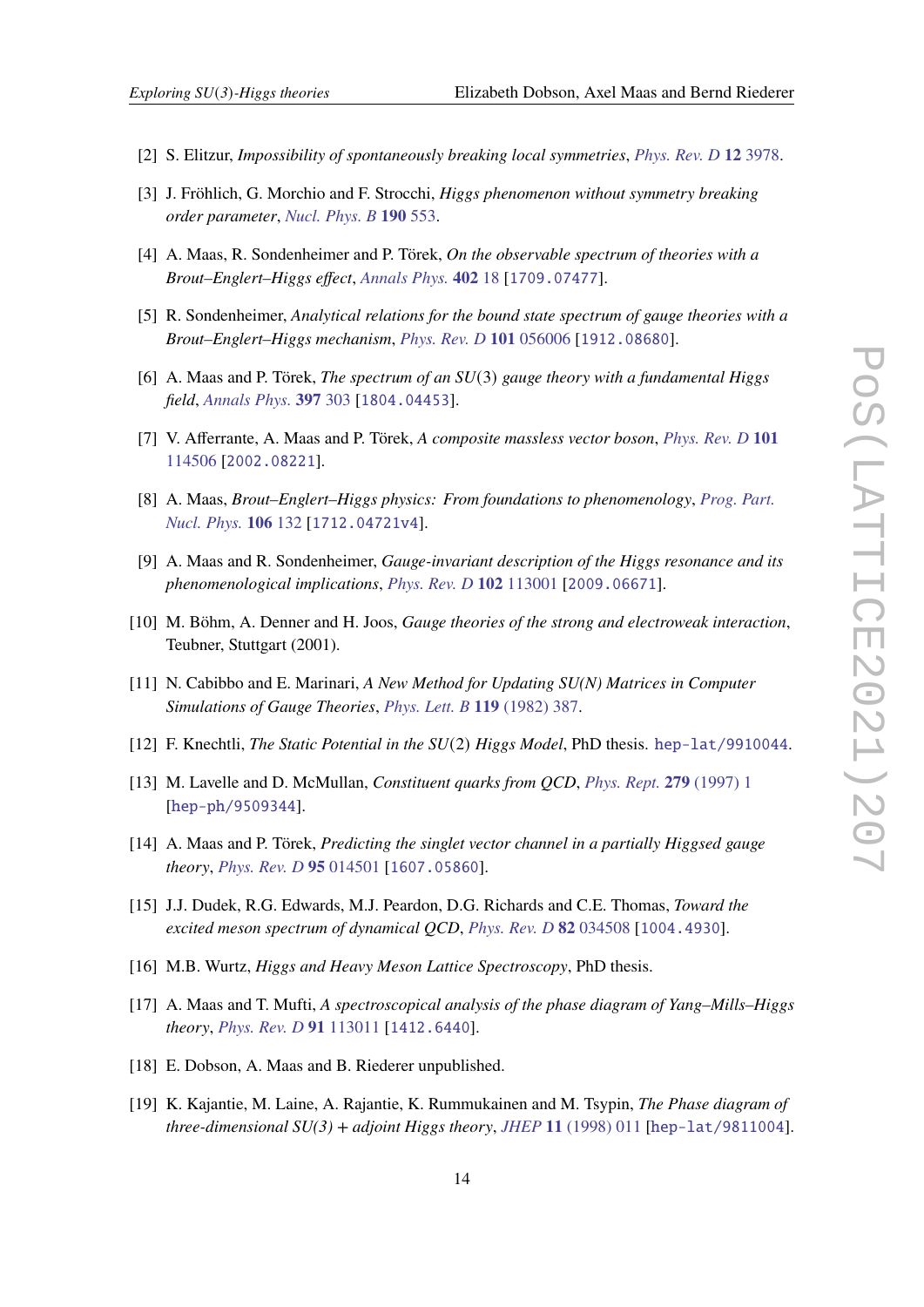[2] S. Elitzur, *Impossibility of spontaneously breaking local symmetries*, Phys. Rev. D **12** 3978.

[3] J. Fröhlich, G. Morchio and F. Strocchi, *Higgs phenomenon without symmetry breaking order parameter*, Nucl. Phys. B **190** 553.

[4] A. Maas, R. Sondenheimer and P. Törek, *On the observable spectrum of theories with a Brout–Englert–Higgs effect*, Annals Phys. **402** 18 [1709.07477].

[5] R. Sondenheimer, *Analytical relations for the bound state spectrum of gauge theories with a Brout–Englert–Higgs mechanism*, Phys. Rev. D **101** 056006 [1912.08680].

[6] A. Maas and P. Törek, *The spectrum of an $SU(3)$ gauge theory with a fundamental Higgs field*, Annals Phys. **397** 303 [1804.04453].

[7] V. Afferrante, A. Maas and P. Törek, *A composite massless vector boson*, Phys. Rev. D **101** 114506 [2002.08221].

[8] A. Maas, *Brout–Englert–Higgs physics: From foundations to phenomenology*, Prog. Part. Nucl. Phys. **106** 132 [1712.04721v4].

[9] A. Maas and R. Sondenheimer, *Gauge-invariant description of the Higgs resonance and its phenomenological implications*, Phys. Rev. D **102** 113001 [2009.06671].

[10] M. Böhm, A. Denner and H. Joos, *Gauge theories of the strong and electroweak interaction*, Teubner, Stuttgart (2001).

[11] N. Cabibbo and E. Marinari, *A New Method for Updating SU(N) Matrices in Computer Simulations of Gauge Theories*, Phys. Lett. B **119** (1982) 387.

[12] F. Knechtli, *The Static Potential in the $SU(2)$ Higgs Model*, PhD thesis. hep-lat/9910044.

[13] M. Lavelle and D. McMullan, *Constituent quarks from QCD*, Phys. Rept. **279** (1997) 1 [hep-ph/9509344].

[14] A. Maas and P. Törek, *Predicting the singlet vector channel in a partially Higgsed gauge theory*, Phys. Rev. D **95** 014501 [1607.05860].

[15] J.J. Dudek, R.G. Edwards, M.J. Peardon, D.G. Richards and C.E. Thomas, *Toward the excited meson spectrum of dynamical QCD*, Phys. Rev. D **82** 034508 [1004.4930].

[16] M.B. Wurtz, *Higgs and Heavy Meson Lattice Spectroscopy*, PhD thesis.

[17] A. Maas and T. Mufti, *A spectroscopical analysis of the phase diagram of Yang–Mills–Higgs theory*, Phys. Rev. D **91** 113011 [1412.6440].

[18] E. Dobson, A. Maas and B. Riederer unpublished.

[19] K. Kajantie, M. Laine, A. Rajantie, K. Rummukainen and M. Tsypin, *The Phase diagram of three-dimensional SU(3) + adjoint Higgs theory*, JHEP **11** (1998) 011 [hep-lat/9811004].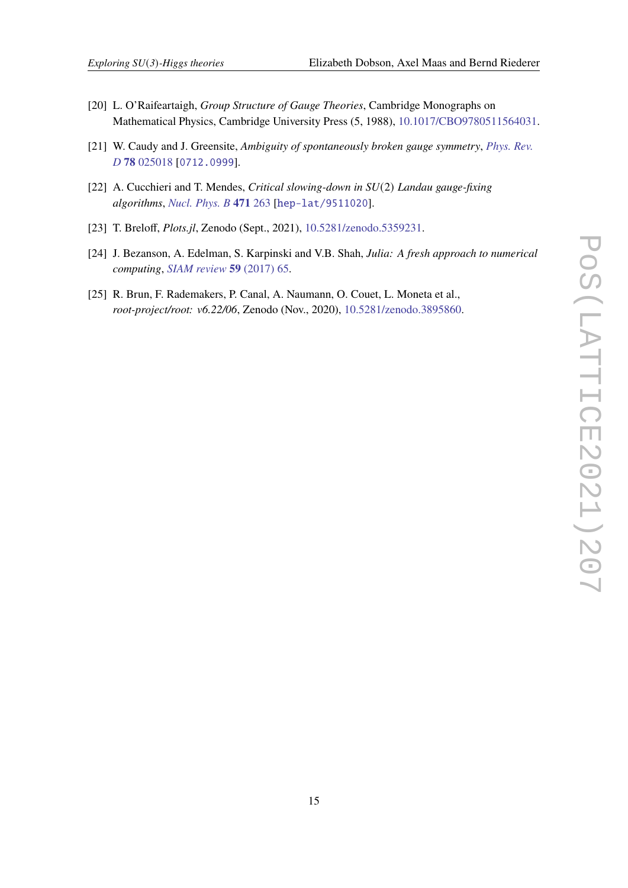[20] L. O'Raifeartaigh, *Group Structure of Gauge Theories*, Cambridge Monographs on Mathematical Physics, Cambridge University Press (5, 1988), 10.1017/CBO9780511564031.

[21] W. Caudy and J. Greensite, *Ambiguity of spontaneously broken gauge symmetry*, *Phys. Rev. D* **78** 025018 [0712.0999].

[22] A. Cucchieri and T. Mendes, *Critical slowing-down in $SU(2)$ Landau gauge-fixing algorithms*, *Nucl. Phys. B* **471** 263 [hep-lat/9511020].

[23] T. Breloff, *Plots.jl*, Zenodo (Sept., 2021), 10.5281/zenodo.5359231.

[24] J. Bezanson, A. Edelman, S. Karpinski and V.B. Shah, *Julia: A fresh approach to numerical computing*, *SIAM review* **59** (2017) 65.

[25] R. Brun, F. Rademakers, P. Canal, A. Naumann, O. Couet, L. Moneta et al., *root-project/root: v6.22/06*, Zenodo (Nov., 2020), 10.5281/zenodo.3895860.